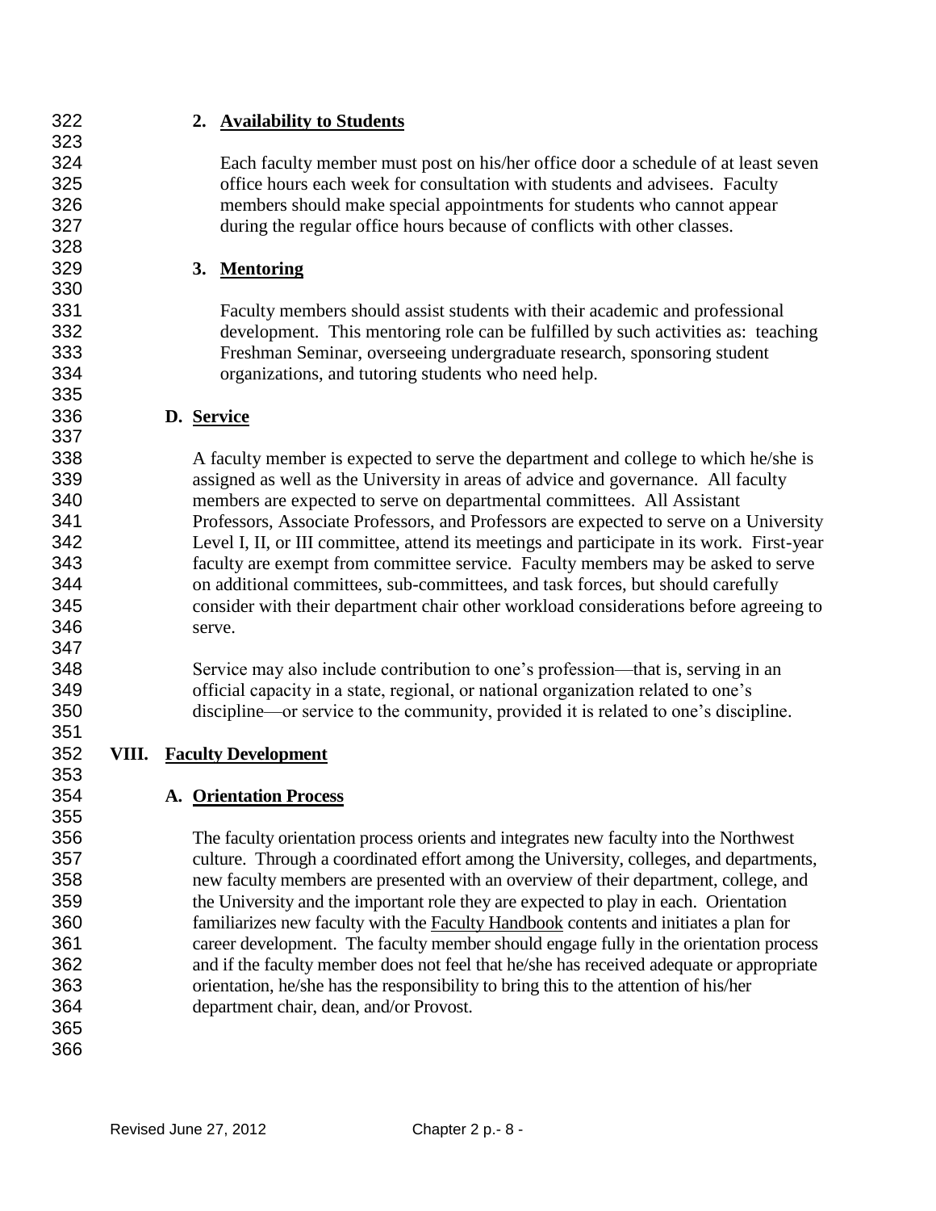### 2. Availability to Students

Each faculty member must post on his/her office door a schedule of at least seven office hours each week for consultation with students and advisees. Faculty members should make special appointments for students who cannot appear during the regular office hours because of conflicts with other classes.

### 3. Mentoring

Faculty members should assist students with their academic and professional development. This mentoring role can be fulfilled by such activities as: teaching Freshman Seminar, overseeing undergraduate research, sponsoring student organizations, and tutoring students who need help.

## D. Service

A faculty member is expected to serve the department and college to which he/she is assigned as well as the University in areas of advice and governance. All faculty members are expected to serve on departmental committees. All Assistant Professors, Associate Professors, and Professors are expected to serve on a University Level I, II, or III committee, attend its meetings and participate in its work. First-year faculty are exempt from committee service. Faculty members may be asked to serve on additional committees, sub-committees, and task forces, but should carefully consider with their department chair other workload considerations before agreeing to serve.

Service may also include contribution to one's profession—that is, serving in an official capacity in a state, regional, or national organization related to one's discipline—or service to the community, provided it is related to one's discipline.

# VIII. Faculty Development

## A. Orientation Process

The faculty orientation process orients and integrates new faculty into the Northwest culture. Through a coordinated effort among the University, colleges, and departments, new faculty members are presented with an overview of their department, college, and the University and the important role they are expected to play in each. Orientation familiarizes new faculty with the Faculty Handbook contents and initiates a plan for career development. The faculty member should engage fully in the orientation process and if the faculty member does not feel that he/she has received adequate or appropriate orientation, he/she has the responsibility to bring this to the attention of his/her department chair, dean, and/or Provost.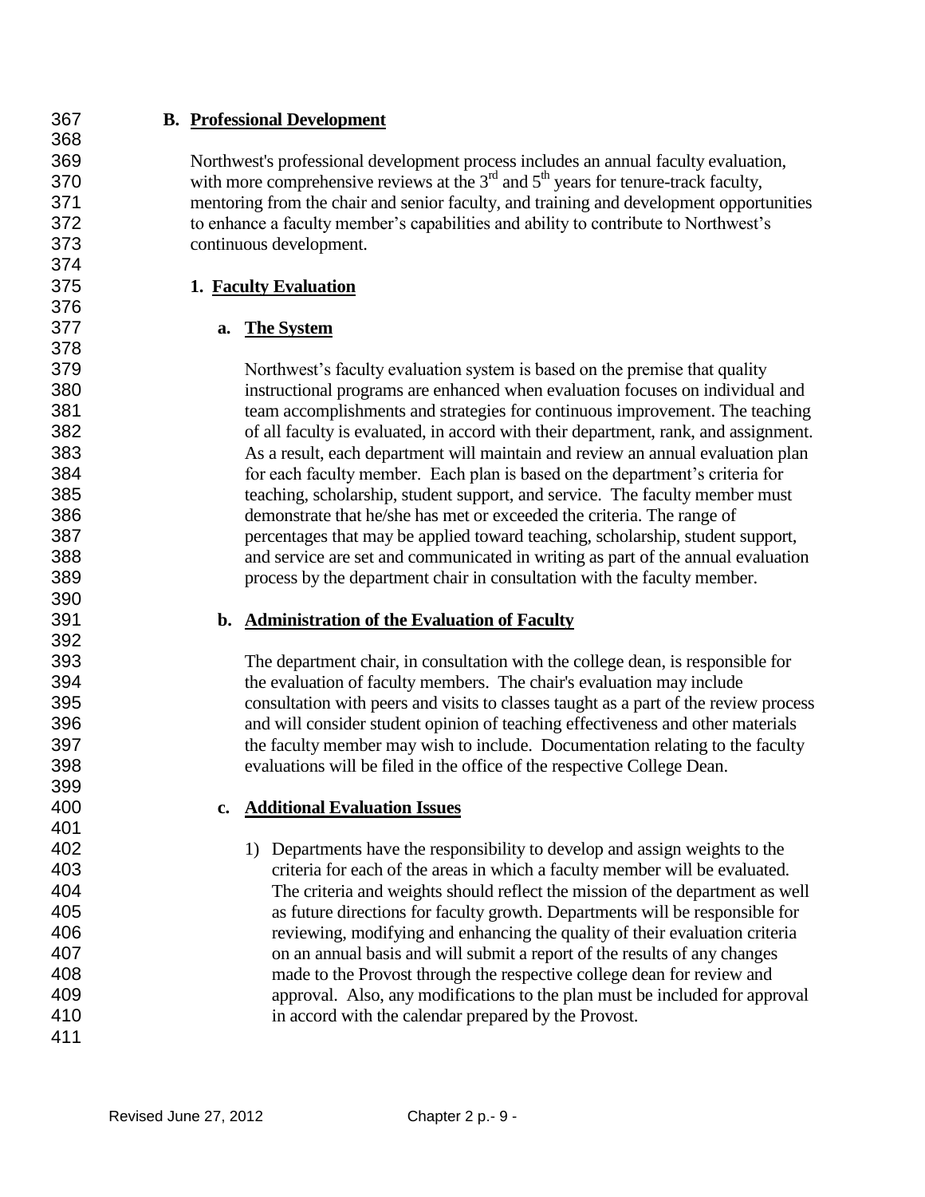## B. Professional Development

Northwest's professional development process includes an annual faculty evaluation, with more comprehensive reviews at the 3rd and 5th years for tenure-track faculty, mentoring from the chair and senior faculty, and training and development opportunities to enhance a faculty member's capabilities and ability to contribute to Northwest's continuous development.

### 1. Faculty Evaluation

#### a. The System

Northwest's faculty evaluation system is based on the premise that quality instructional programs are enhanced when evaluation focuses on individual and team accomplishments and strategies for continuous improvement. The teaching of all faculty is evaluated, in accord with their department, rank, and assignment. As a result, each department will maintain and review an annual evaluation plan for each faculty member. Each plan is based on the department's criteria for teaching, scholarship, student support, and service. The faculty member must demonstrate that he/she has met or exceeded the criteria. The range of percentages that may be applied toward teaching, scholarship, student support, and service are set and communicated in writing as part of the annual evaluation process by the department chair in consultation with the faculty member.

#### b. Administration of the Evaluation of Faculty

The department chair, in consultation with the college dean, is responsible for the evaluation of faculty members. The chair's evaluation may include consultation with peers and visits to classes taught as a part of the review process and will consider student opinion of teaching effectiveness and other materials the faculty member may wish to include. Documentation relating to the faculty evaluations will be filed in the office of the respective College Dean.

#### c. Additional Evaluation Issues

1) Departments have the responsibility to develop and assign weights to the criteria for each of the areas in which a faculty member will be evaluated. The criteria and weights should reflect the mission of the department as well as future directions for faculty growth. Departments will be responsible for reviewing, modifying and enhancing the quality of their evaluation criteria on an annual basis and will submit a report of the results of any changes made to the Provost through the respective college dean for review and approval. Also, any modifications to the plan must be included for approval in accord with the calendar prepared by the Provost.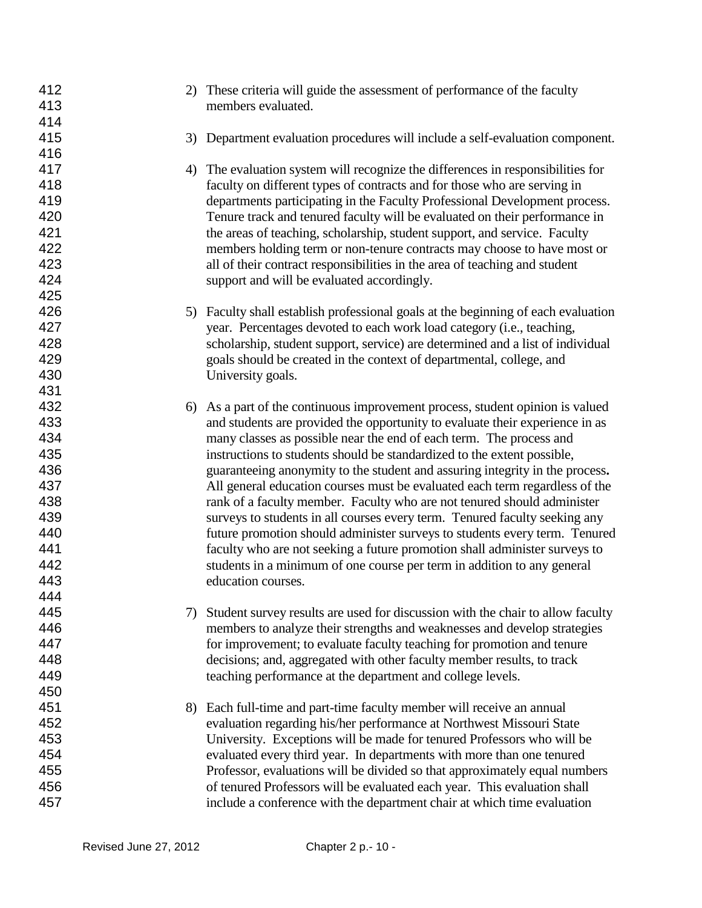2) These criteria will guide the assessment of performance of the faculty members evaluated.

3) Department evaluation procedures will include a self-evaluation component.

4) The evaluation system will recognize the differences in responsibilities for faculty on different types of contracts and for those who are serving in departments participating in the Faculty Professional Development process. Tenure track and tenured faculty will be evaluated on their performance in the areas of teaching, scholarship, student support, and service. Faculty members holding term or non-tenure contracts may choose to have most or all of their contract responsibilities in the area of teaching and student support and will be evaluated accordingly.

5) Faculty shall establish professional goals at the beginning of each evaluation year. Percentages devoted to each work load category (i.e., teaching, scholarship, student support, service) are determined and a list of individual goals should be created in the context of departmental, college, and University goals.

6) As a part of the continuous improvement process, student opinion is valued and students are provided the opportunity to evaluate their experience in as many classes as possible near the end of each term. The process and instructions to students should be standardized to the extent possible, guaranteeing anonymity to the student and assuring integrity in the process**.** All general education courses must be evaluated each term regardless of the rank of a faculty member. Faculty who are not tenured should administer surveys to students in all courses every term. Tenured faculty seeking any future promotion should administer surveys to students every term. Tenured faculty who are not seeking a future promotion shall administer surveys to students in a minimum of one course per term in addition to any general education courses.

7) Student survey results are used for discussion with the chair to allow faculty members to analyze their strengths and weaknesses and develop strategies for improvement; to evaluate faculty teaching for promotion and tenure decisions; and, aggregated with other faculty member results, to track teaching performance at the department and college levels.

8) Each full-time and part-time faculty member will receive an annual evaluation regarding his/her performance at Northwest Missouri State University. Exceptions will be made for tenured Professors who will be evaluated every third year. In departments with more than one tenured Professor, evaluations will be divided so that approximately equal numbers of tenured Professors will be evaluated each year. This evaluation shall include a conference with the department chair at which time evaluation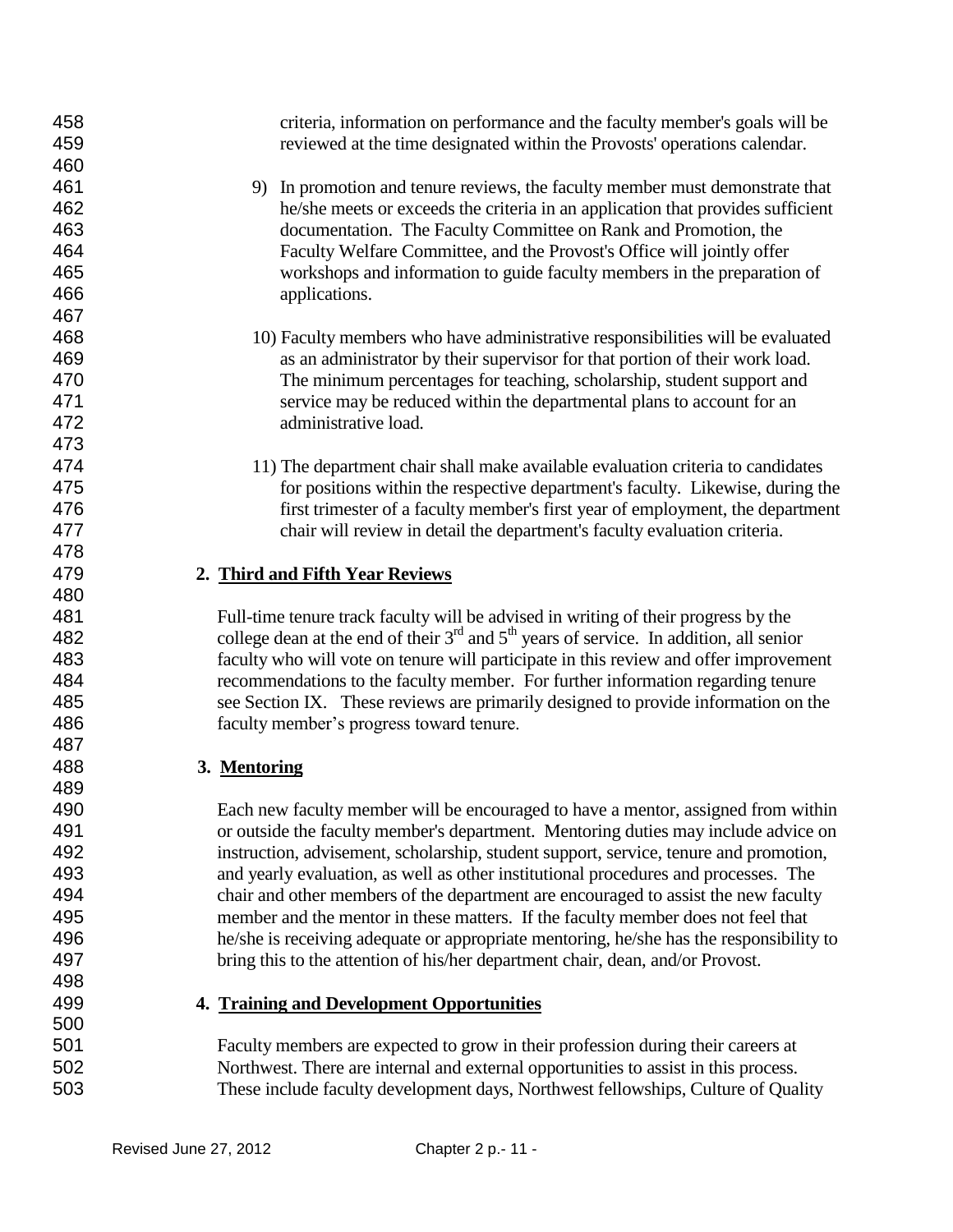criteria, information on performance and the faculty member's goals will be reviewed at the time designated within the Provosts' operations calendar.

9) In promotion and tenure reviews, the faculty member must demonstrate that he/she meets or exceeds the criteria in an application that provides sufficient documentation. The Faculty Committee on Rank and Promotion, the Faculty Welfare Committee, and the Provost's Office will jointly offer workshops and information to guide faculty members in the preparation of applications.

10) Faculty members who have administrative responsibilities will be evaluated as an administrator by their supervisor for that portion of their work load. The minimum percentages for teaching, scholarship, student support and service may be reduced within the departmental plans to account for an administrative load.

11) The department chair shall make available evaluation criteria to candidates for positions within the respective department's faculty. Likewise, during the first trimester of a faculty member's first year of employment, the department chair will review in detail the department's faculty evaluation criteria.

### 2. Third and Fifth Year Reviews

Full-time tenure track faculty will be advised in writing of their progress by the college dean at the end of their 3rd and 5th years of service. In addition, all senior faculty who will vote on tenure will participate in this review and offer improvement recommendations to the faculty member. For further information regarding tenure see Section IX. These reviews are primarily designed to provide information on the faculty member's progress toward tenure.

### 3. Mentoring

Each new faculty member will be encouraged to have a mentor, assigned from within or outside the faculty member's department. Mentoring duties may include advice on instruction, advisement, scholarship, student support, service, tenure and promotion, and yearly evaluation, as well as other institutional procedures and processes. The chair and other members of the department are encouraged to assist the new faculty member and the mentor in these matters. If the faculty member does not feel that he/she is receiving adequate or appropriate mentoring, he/she has the responsibility to bring this to the attention of his/her department chair, dean, and/or Provost.

### 4. Training and Development Opportunities

Faculty members are expected to grow in their profession during their careers at Northwest. There are internal and external opportunities to assist in this process. These include faculty development days, Northwest fellowships, Culture of Quality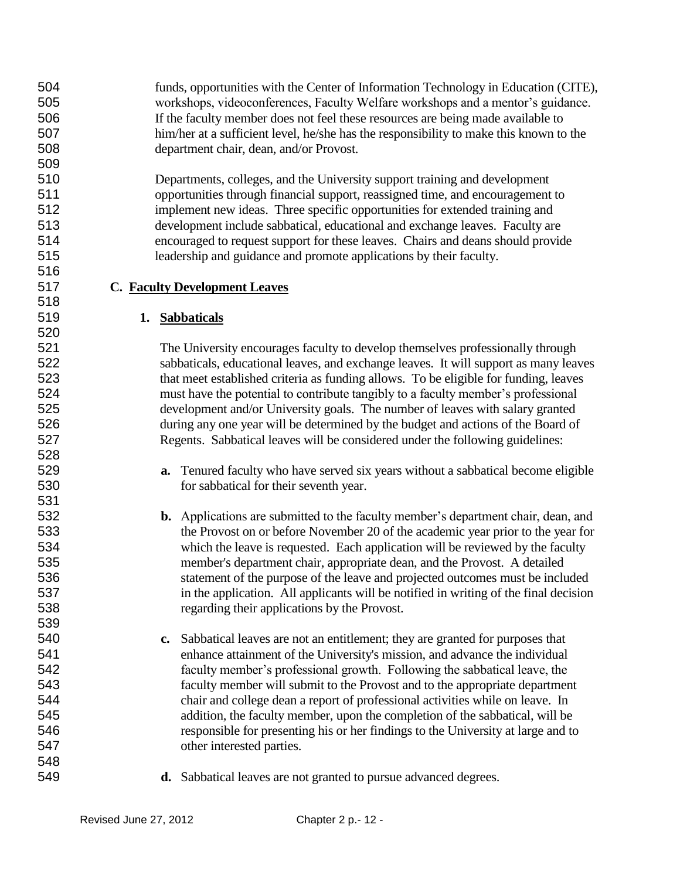funds, opportunities with the Center of Information Technology in Education (CITE), workshops, videoconferences, Faculty Welfare workshops and a mentor's guidance. If the faculty member does not feel these resources are being made available to him/her at a sufficient level, he/she has the responsibility to make this known to the department chair, dean, and/or Provost.

Departments, colleges, and the University support training and development opportunities through financial support, reassigned time, and encouragement to implement new ideas. Three specific opportunities for extended training and development include sabbatical, educational and exchange leaves. Faculty are encouraged to request support for these leaves. Chairs and deans should provide leadership and guidance and promote applications by their faculty.

## C. Faculty Development Leaves

### 1. Sabbaticals

The University encourages faculty to develop themselves professionally through sabbaticals, educational leaves, and exchange leaves. It will support as many leaves that meet established criteria as funding allows. To be eligible for funding, leaves must have the potential to contribute tangibly to a faculty member's professional development and/or University goals. The number of leaves with salary granted during any one year will be determined by the budget and actions of the Board of Regents. Sabbatical leaves will be considered under the following guidelines:

**a.** Tenured faculty who have served six years without a sabbatical become eligible for sabbatical for their seventh year.

**b.** Applications are submitted to the faculty member's department chair, dean, and the Provost on or before November 20 of the academic year prior to the year for which the leave is requested. Each application will be reviewed by the faculty member's department chair, appropriate dean, and the Provost. A detailed statement of the purpose of the leave and projected outcomes must be included in the application. All applicants will be notified in writing of the final decision regarding their applications by the Provost.

**c.** Sabbatical leaves are not an entitlement; they are granted for purposes that enhance attainment of the University's mission, and advance the individual faculty member's professional growth. Following the sabbatical leave, the faculty member will submit to the Provost and to the appropriate department chair and college dean a report of professional activities while on leave. In addition, the faculty member, upon the completion of the sabbatical, will be responsible for presenting his or her findings to the University at large and to other interested parties.

**d.** Sabbatical leaves are not granted to pursue advanced degrees.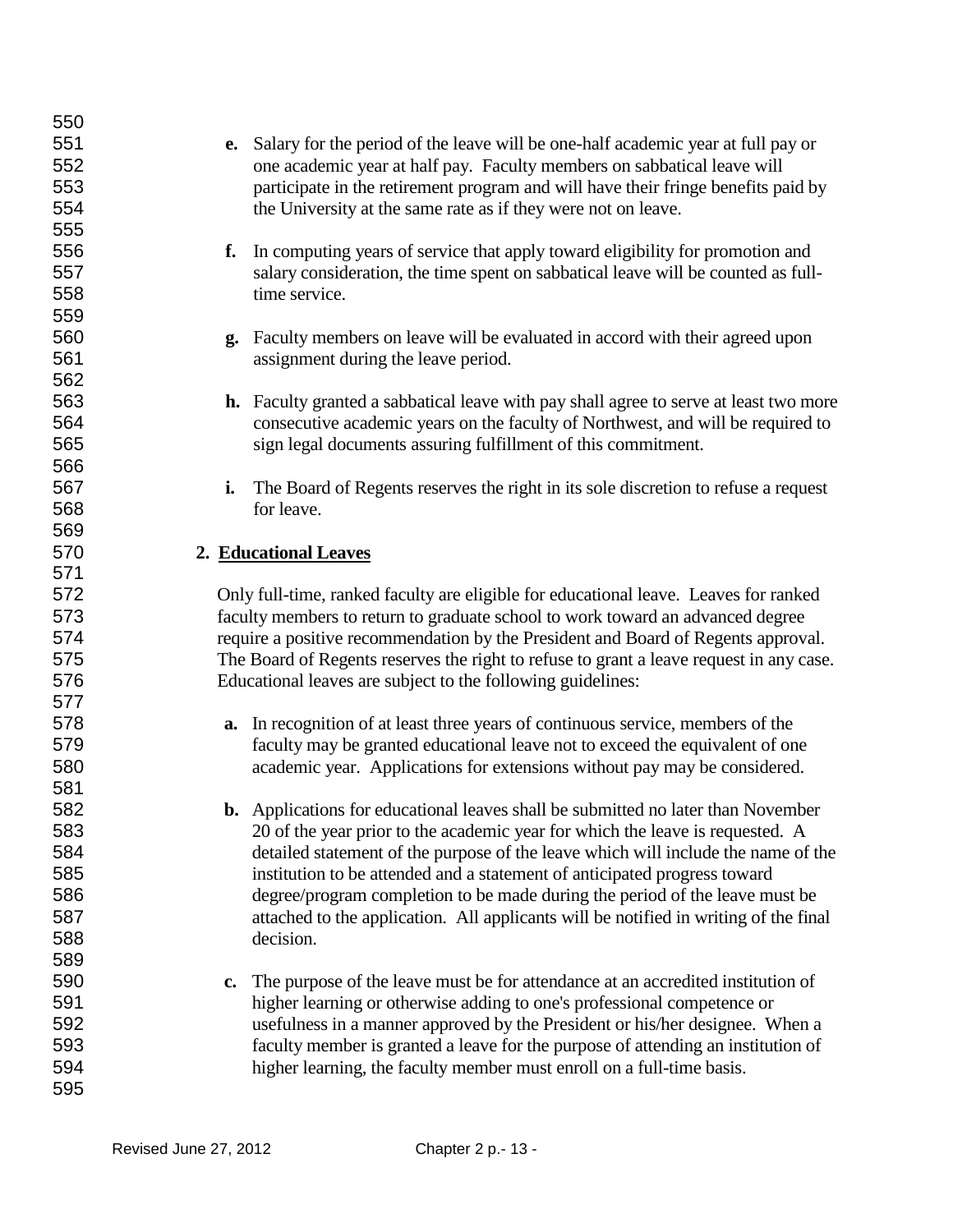**e.** Salary for the period of the leave will be one-half academic year at full pay or one academic year at half pay. Faculty members on sabbatical leave will participate in the retirement program and will have their fringe benefits paid by the University at the same rate as if they were not on leave.

**f.** In computing years of service that apply toward eligibility for promotion and salary consideration, the time spent on sabbatical leave will be counted as full-time service.

**g.** Faculty members on leave will be evaluated in accord with their agreed upon assignment during the leave period.

**h.** Faculty granted a sabbatical leave with pay shall agree to serve at least two more consecutive academic years on the faculty of Northwest, and will be required to sign legal documents assuring fulfillment of this commitment.

**i.** The Board of Regents reserves the right in its sole discretion to refuse a request for leave.

## 2. Educational Leaves

Only full-time, ranked faculty are eligible for educational leave. Leaves for ranked faculty members to return to graduate school to work toward an advanced degree require a positive recommendation by the President and Board of Regents approval. The Board of Regents reserves the right to refuse to grant a leave request in any case. Educational leaves are subject to the following guidelines:

**a.** In recognition of at least three years of continuous service, members of the faculty may be granted educational leave not to exceed the equivalent of one academic year. Applications for extensions without pay may be considered.

**b.** Applications for educational leaves shall be submitted no later than November 20 of the year prior to the academic year for which the leave is requested. A detailed statement of the purpose of the leave which will include the name of the institution to be attended and a statement of anticipated progress toward degree/program completion to be made during the period of the leave must be attached to the application. All applicants will be notified in writing of the final decision.

**c.** The purpose of the leave must be for attendance at an accredited institution of higher learning or otherwise adding to one's professional competence or usefulness in a manner approved by the President or his/her designee. When a faculty member is granted a leave for the purpose of attending an institution of higher learning, the faculty member must enroll on a full-time basis.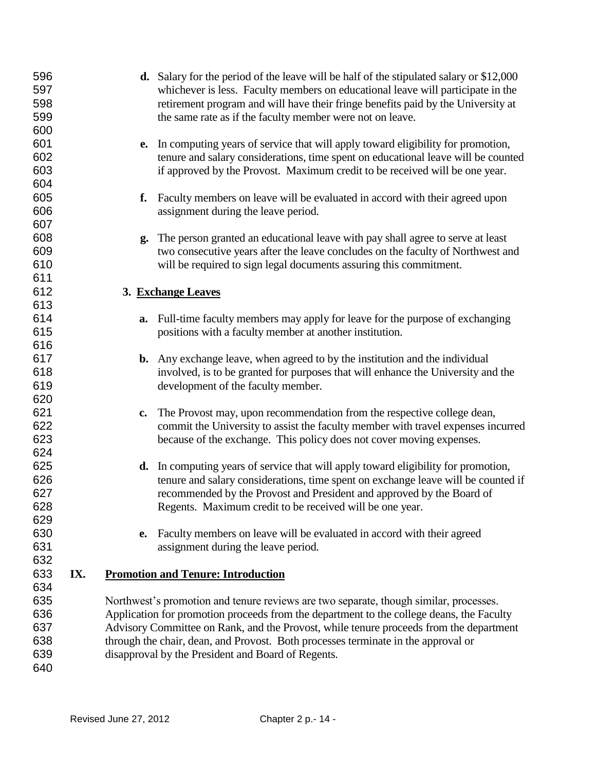**d.** Salary for the period of the leave will be half of the stipulated salary or $12,000 whichever is less. Faculty members on educational leave will participate in the retirement program and will have their fringe benefits paid by the University at the same rate as if the faculty member were not on leave.

**e.** In computing years of service that will apply toward eligibility for promotion, tenure and salary considerations, time spent on educational leave will be counted if approved by the Provost. Maximum credit to be received will be one year.

**f.** Faculty members on leave will be evaluated in accord with their agreed upon assignment during the leave period.

**g.** The person granted an educational leave with pay shall agree to serve at least two consecutive years after the leave concludes on the faculty of Northwest and will be required to sign legal documents assuring this commitment.

**3. Exchange Leaves**

**a.** Full-time faculty members may apply for leave for the purpose of exchanging positions with a faculty member at another institution.

**b.** Any exchange leave, when agreed to by the institution and the individual involved, is to be granted for purposes that will enhance the University and the development of the faculty member.

**c.** The Provost may, upon recommendation from the respective college dean, commit the University to assist the faculty member with travel expenses incurred because of the exchange. This policy does not cover moving expenses.

**d.** In computing years of service that will apply toward eligibility for promotion, tenure and salary considerations, time spent on exchange leave will be counted if recommended by the Provost and President and approved by the Board of Regents. Maximum credit to be received will be one year.

**e.** Faculty members on leave will be evaluated in accord with their agreed assignment during the leave period.

## IX. Promotion and Tenure: Introduction

Northwest's promotion and tenure reviews are two separate, though similar, processes. Application for promotion proceeds from the department to the college deans, the Faculty Advisory Committee on Rank, and the Provost, while tenure proceeds from the department through the chair, dean, and Provost. Both processes terminate in the approval or disapproval by the President and Board of Regents.